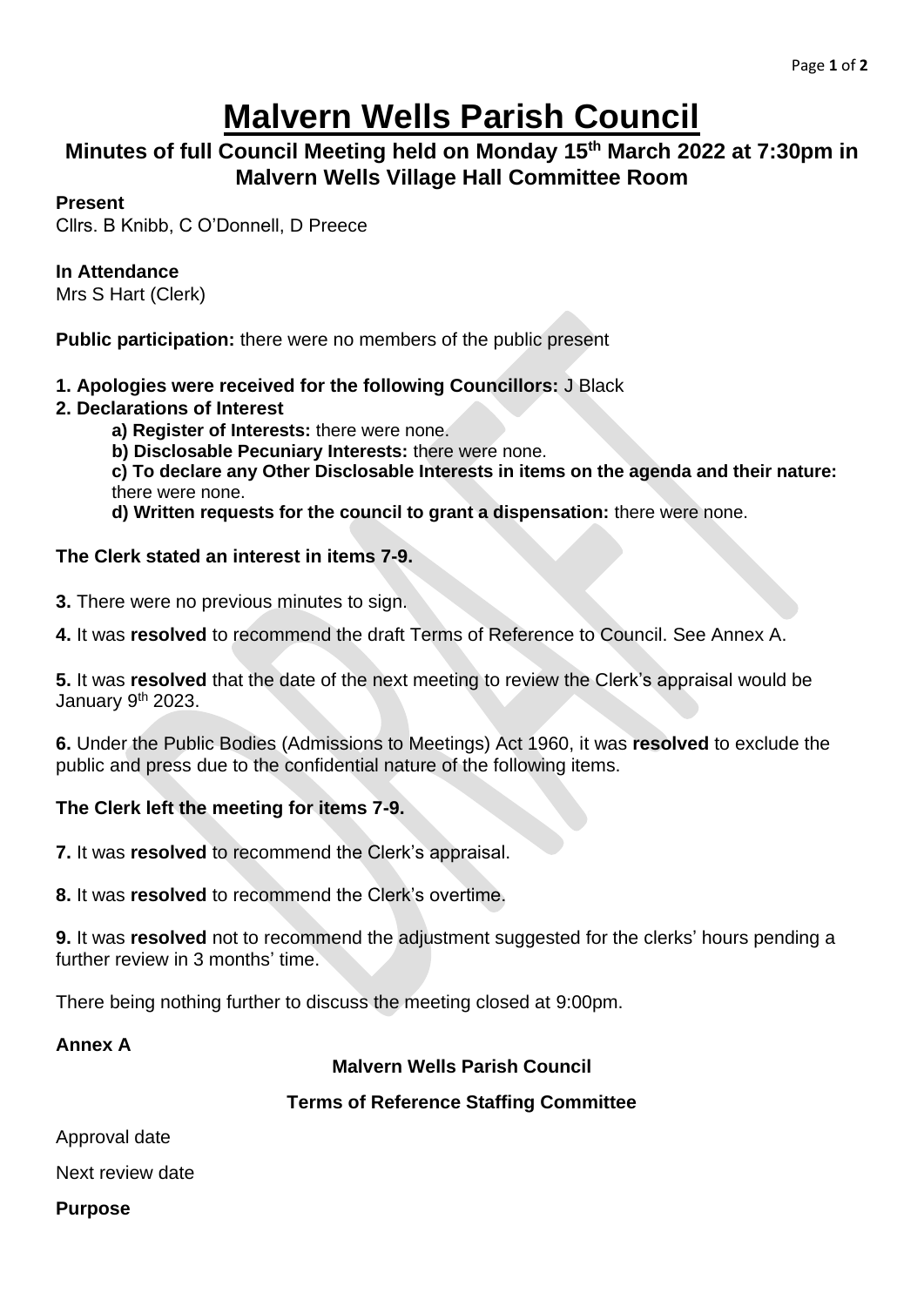# Malvern Wells Parish Council

## Minutes of full Council Meeting held on Monday 15th March 2022 at 7:30pm in Malvern Wells Village Hall Committee Room

**Present**
Cllrs. B Knibb, C O'Donnell, D Preece

**In Attendance**
Mrs S Hart (Clerk)

**Public participation:** there were no members of the public present

**1. Apologies were received for the following Councillors:** J Black

**2. Declarations of Interest**

- **a) Register of Interests:** there were none.
- **b) Disclosable Pecuniary Interests:** there were none.
- **c) To declare any Other Disclosable Interests in items on the agenda and their nature:** there were none.
- **d) Written requests for the council to grant a dispensation:** there were none.

**The Clerk stated an interest in items 7-9.**

**3.** There were no previous minutes to sign.

**4.** It was **resolved** to recommend the draft Terms of Reference to Council. See Annex A.

**5.** It was **resolved** that the date of the next meeting to review the Clerk's appraisal would be January 9th 2023.

**6.** Under the Public Bodies (Admissions to Meetings) Act 1960, it was **resolved** to exclude the public and press due to the confidential nature of the following items.

**The Clerk left the meeting for items 7-9.**

**7.** It was **resolved** to recommend the Clerk's appraisal.

**8.** It was **resolved** to recommend the Clerk's overtime.

**9.** It was **resolved** not to recommend the adjustment suggested for the clerks' hours pending a further review in 3 months' time.

There being nothing further to discuss the meeting closed at 9:00pm.

**Annex A**

**Malvern Wells Parish Council**

**Terms of Reference Staffing Committee**

Approval date

Next review date

**Purpose**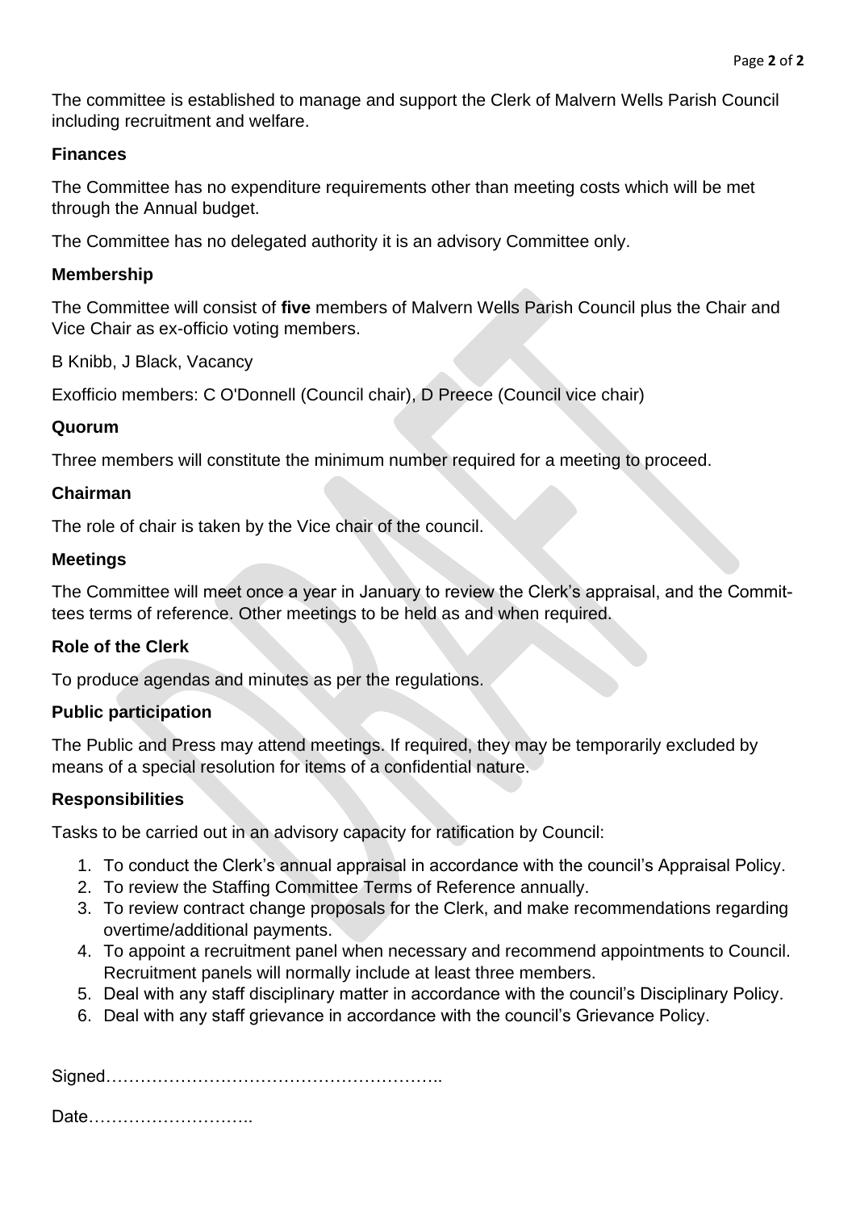The committee is established to manage and support the Clerk of Malvern Wells Parish Council including recruitment and welfare.

### Finances

The Committee has no expenditure requirements other than meeting costs which will be met through the Annual budget.

The Committee has no delegated authority it is an advisory Committee only.

### Membership

The Committee will consist of **five** members of Malvern Wells Parish Council plus the Chair and Vice Chair as ex-officio voting members.

B Knibb, J Black, Vacancy

Exofficio members: C O'Donnell (Council chair), D Preece (Council vice chair)

### Quorum

Three members will constitute the minimum number required for a meeting to proceed.

### Chairman

The role of chair is taken by the Vice chair of the council.

### Meetings

The Committee will meet once a year in January to review the Clerk's appraisal, and the Committees terms of reference. Other meetings to be held as and when required.

### Role of the Clerk

To produce agendas and minutes as per the regulations.

### Public participation

The Public and Press may attend meetings. If required, they may be temporarily excluded by means of a special resolution for items of a confidential nature.

### Responsibilities

Tasks to be carried out in an advisory capacity for ratification by Council:

1. To conduct the Clerk's annual appraisal in accordance with the council's Appraisal Policy.
2. To review the Staffing Committee Terms of Reference annually.
3. To review contract change proposals for the Clerk, and make recommendations regarding overtime/additional payments.
4. To appoint a recruitment panel when necessary and recommend appointments to Council. Recruitment panels will normally include at least three members.
5. Deal with any staff disciplinary matter in accordance with the council's Disciplinary Policy.
6. Deal with any staff grievance in accordance with the council's Grievance Policy.

Signed…………………………………………………..

Date………………………..